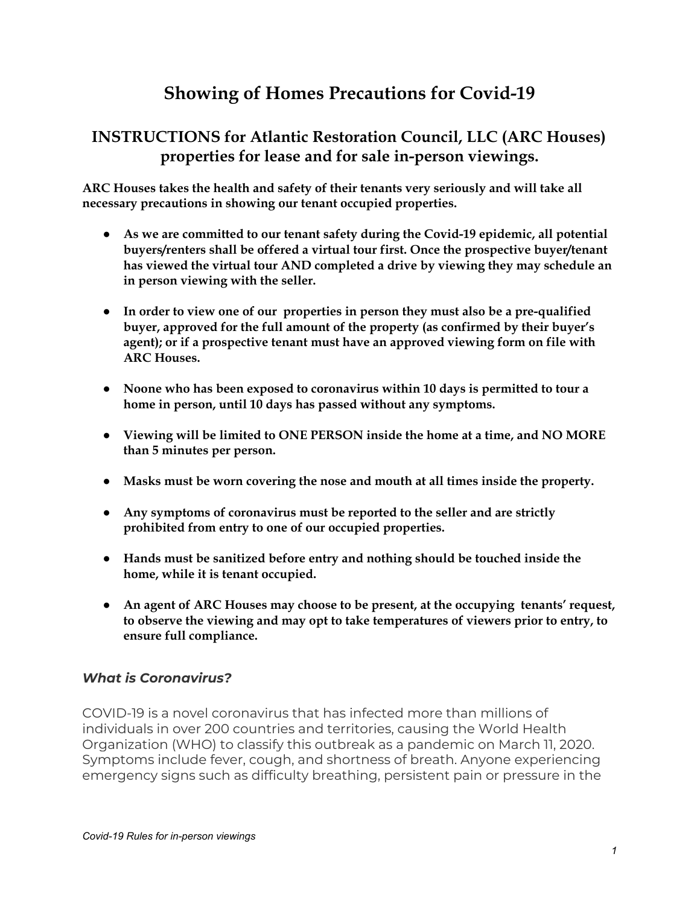# Showing of Homes Precautions for Covid-19

## INSTRUCTIONS for Atlantic Restoration Council, LLC (ARC Houses) properties for lease and for sale in-person viewings.

**ARC Houses takes the health and safety of their tenants very seriously and will take all necessary precautions in showing our tenant occupied properties.**

- **As we are committed to our tenant safety during the Covid-19 epidemic, all potential buyers/renters shall be offered a virtual tour first. Once the prospective buyer/tenant has viewed the virtual tour AND completed a drive by viewing they may schedule an in person viewing with the seller.**
- **In order to view one of our properties in person they must also be a pre-qualified buyer, approved for the full amount of the property (as confirmed by their buyer's agent); or if a prospective tenant must have an approved viewing form on file with ARC Houses.**
- **Noone who has been exposed to coronavirus within 10 days is permitted to tour a home in person, until 10 days has passed without any symptoms.**
- **Viewing will be limited to ONE PERSON inside the home at a time, and NO MORE than 5 minutes per person.**
- **Masks must be worn covering the nose and mouth at all times inside the property.**
- **Any symptoms of coronavirus must be reported to the seller and are strictly prohibited from entry to one of our occupied properties.**
- **Hands must be sanitized before entry and nothing should be touched inside the home, while it is tenant occupied.**
- **An agent of ARC Houses may choose to be present, at the occupying tenants' request, to observe the viewing and may opt to take temperatures of viewers prior to entry, to ensure full compliance.**

### *What is Coronavirus?*

COVID-19 is a novel coronavirus that has infected more than millions of individuals in over 200 countries and territories, causing the World Health Organization (WHO) to classify this outbreak as a pandemic on March 11, 2020. Symptoms include fever, cough, and shortness of breath. Anyone experiencing emergency signs such as difficulty breathing, persistent pain or pressure in the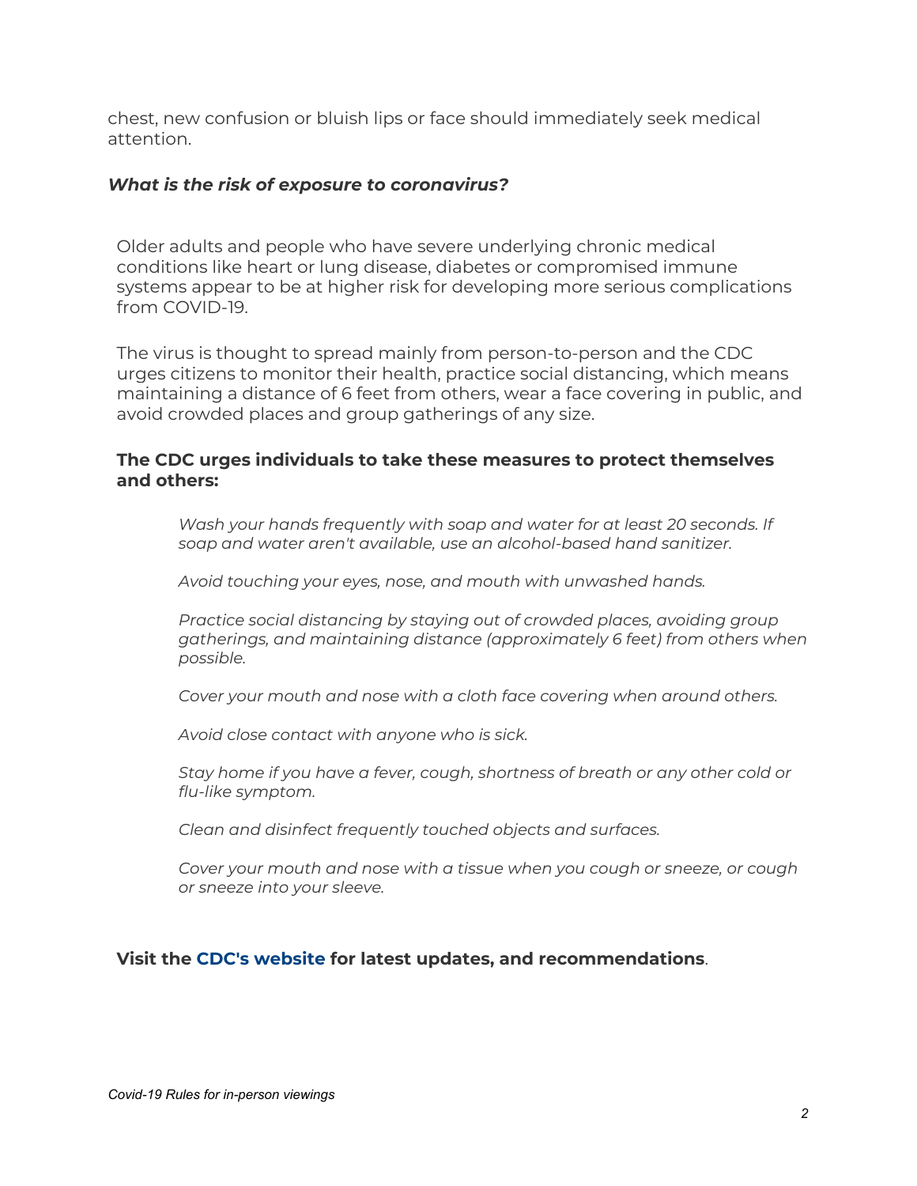chest, new confusion or bluish lips or face should immediately seek medical attention.

### *What is the risk of exposure to coronavirus?*

Older adults and people who have severe underlying chronic medical conditions like heart or lung disease, diabetes or compromised immune systems appear to be at higher risk for developing more serious complications from COVID-19.

The virus is thought to spread mainly from person-to-person and the CDC urges citizens to monitor their health, practice social distancing, which means maintaining a distance of 6 feet from others, wear a face covering in public, and avoid crowded places and group gatherings of any size.

**The CDC urges individuals to take these measures to protect themselves and others:**

*Wash your hands frequently with soap and water for at least 20 seconds. If soap and water aren't available, use an alcohol-based hand sanitizer.*

*Avoid touching your eyes, nose, and mouth with unwashed hands.*

*Practice social distancing by staying out of crowded places, avoiding group gatherings, and maintaining distance (approximately 6 feet) from others when possible.*

*Cover your mouth and nose with a cloth face covering when around others.*

*Avoid close contact with anyone who is sick.*

*Stay home if you have a fever, cough, shortness of breath or any other cold or flu-like symptom.*

*Clean and disinfect frequently touched objects and surfaces.*

*Cover your mouth and nose with a tissue when you cough or sneeze, or cough or sneeze into your sleeve.*

**Visit the CDC's website for latest updates, and recommendations**.